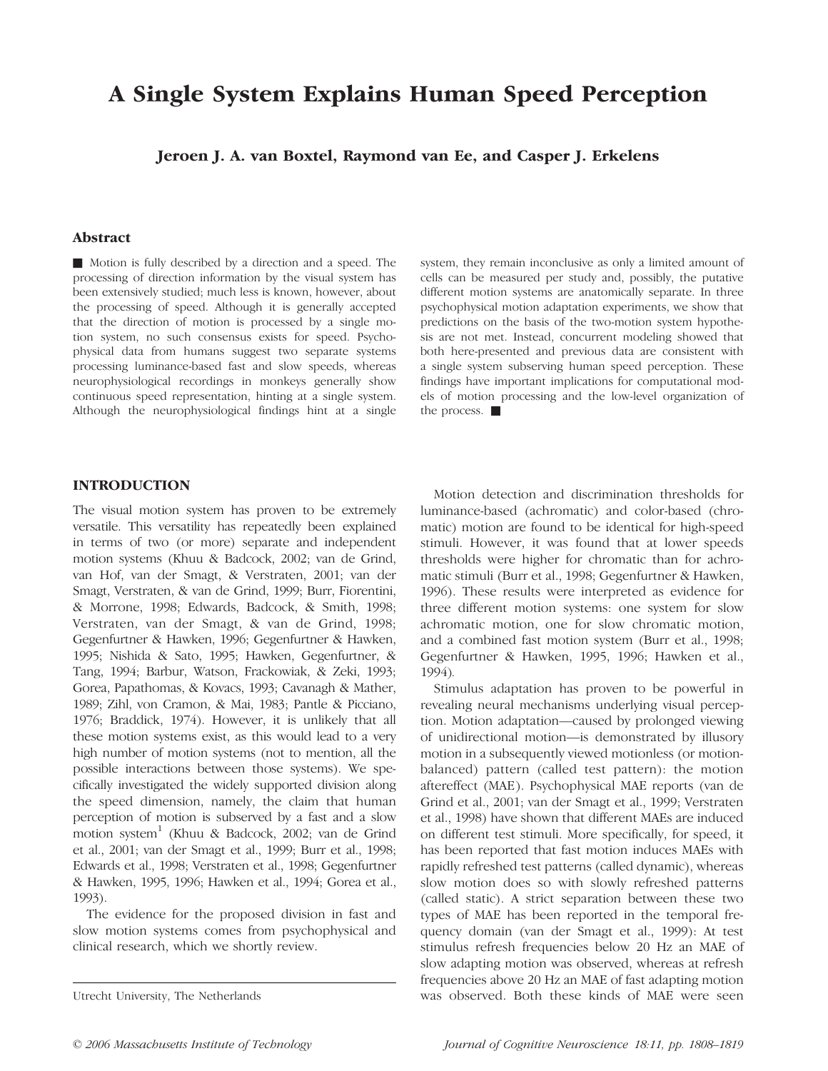# A Single System Explains Human Speed Perception

**Jeroen J. A. van Boxtel, Raymond van Ee, and Casper J. Erkelens**

## Abstract

■ Motion is fully described by a direction and a speed. The processing of direction information by the visual system has been extensively studied; much less is known, however, about the processing of speed. Although it is generally accepted that the direction of motion is processed by a single motion system, no such consensus exists for speed. Psychophysical data from humans suggest two separate systems processing luminance-based fast and slow speeds, whereas neurophysiological recordings in monkeys generally show continuous speed representation, hinting at a single system. Although the neurophysiological findings hint at a single system, they remain inconclusive as only a limited amount of cells can be measured per study and, possibly, the putative different motion systems are anatomically separate. In three psychophysical motion adaptation experiments, we show that predictions on the basis of the two-motion system hypothesis are not met. Instead, concurrent modeling showed that both here-presented and previous data are consistent with a single system subserving human speed perception. These findings have important implications for computational models of motion processing and the low-level organization of the process. ■

## INTRODUCTION

The visual motion system has proven to be extremely versatile. This versatility has repeatedly been explained in terms of two (or more) separate and independent motion systems (Khuu & Badcock, 2002; van de Grind, van Hof, van der Smagt, & Verstraten, 2001; van der Smagt, Verstraten, & van de Grind, 1999; Burr, Fiorentini, & Morrone, 1998; Edwards, Badcock, & Smith, 1998; Verstraten, van der Smagt, & van de Grind, 1998; Gegenfurtner & Hawken, 1996; Gegenfurtner & Hawken, 1995; Nishida & Sato, 1995; Hawken, Gegenfurtner, & Tang, 1994; Barbur, Watson, Frackowiak, & Zeki, 1993; Gorea, Papathomas, & Kovacs, 1993; Cavanagh & Mather, 1989; Zihl, von Cramon, & Mai, 1983; Pantle & Picciano, 1976; Braddick, 1974). However, it is unlikely that all these motion systems exist, as this would lead to a very high number of motion systems (not to mention, all the possible interactions between those systems). We specifically investigated the widely supported division along the speed dimension, namely, the claim that human perception of motion is subserved by a fast and a slow motion system[1] (Khuu & Badcock, 2002; van de Grind et al., 2001; van der Smagt et al., 1999; Burr et al., 1998; Edwards et al., 1998; Verstraten et al., 1998; Gegenfurtner & Hawken, 1995, 1996; Hawken et al., 1994; Gorea et al., 1993).

The evidence for the proposed division in fast and slow motion systems comes from psychophysical and clinical research, which we shortly review.

Motion detection and discrimination thresholds for luminance-based (achromatic) and color-based (chromatic) motion are found to be identical for high-speed stimuli. However, it was found that at lower speeds thresholds were higher for chromatic than for achromatic stimuli (Burr et al., 1998; Gegenfurtner & Hawken, 1996). These results were interpreted as evidence for three different motion systems: one system for slow achromatic motion, one for slow chromatic motion, and a combined fast motion system (Burr et al., 1998; Gegenfurtner & Hawken, 1995, 1996; Hawken et al., 1994).

Stimulus adaptation has proven to be powerful in revealing neural mechanisms underlying visual perception. Motion adaptation—caused by prolonged viewing of unidirectional motion—is demonstrated by illusory motion in a subsequently viewed motionless (or motion-balanced) pattern (called test pattern): the motion aftereffect (MAE). Psychophysical MAE reports (van de Grind et al., 2001; van der Smagt et al., 1999; Verstraten et al., 1998) have shown that different MAEs are induced on different test stimuli. More specifically, for speed, it has been reported that fast motion induces MAEs with rapidly refreshed test patterns (called dynamic), whereas slow motion does so with slowly refreshed patterns (called static). A strict separation between these two types of MAE has been reported in the temporal frequency domain (van der Smagt et al., 1999): At test stimulus refresh frequencies below 20 Hz an MAE of slow adapting motion was observed, whereas at refresh frequencies above 20 Hz an MAE of fast adapting motion was observed. Both these kinds of MAE were seen

Utrecht University, The Netherlands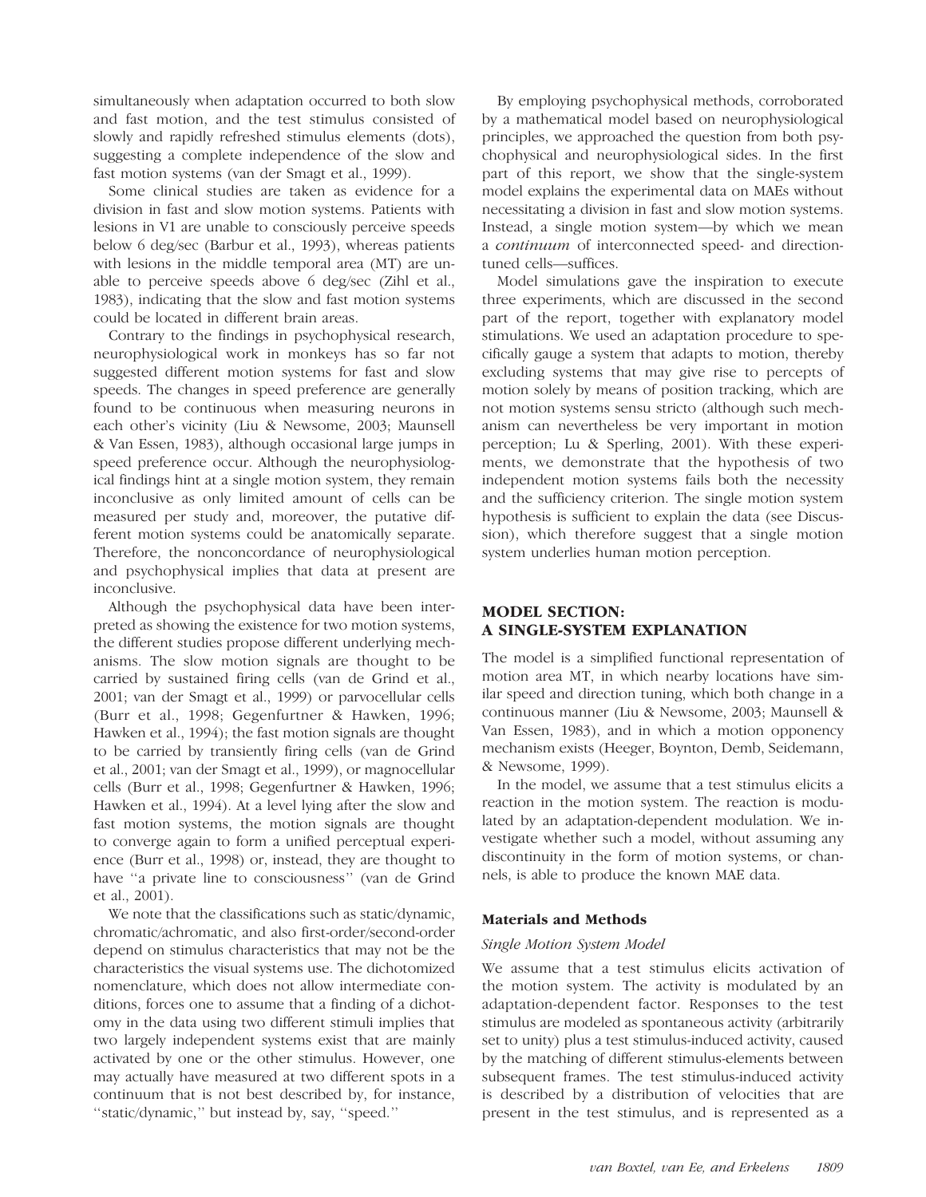simultaneously when adaptation occurred to both slow and fast motion, and the test stimulus consisted of slowly and rapidly refreshed stimulus elements (dots), suggesting a complete independence of the slow and fast motion systems (van der Smagt et al., 1999).

Some clinical studies are taken as evidence for a division in fast and slow motion systems. Patients with lesions in V1 are unable to consciously perceive speeds below 6 deg/sec (Barbur et al., 1993), whereas patients with lesions in the middle temporal area (MT) are unable to perceive speeds above 6 deg/sec (Zihl et al., 1983), indicating that the slow and fast motion systems could be located in different brain areas.

Contrary to the findings in psychophysical research, neurophysiological work in monkeys has so far not suggested different motion systems for fast and slow speeds. The changes in speed preference are generally found to be continuous when measuring neurons in each other's vicinity (Liu & Newsome, 2003; Maunsell & Van Essen, 1983), although occasional large jumps in speed preference occur. Although the neurophysiological findings hint at a single motion system, they remain inconclusive as only limited amount of cells can be measured per study and, moreover, the putative different motion systems could be anatomically separate. Therefore, the nonconcordance of neurophysiological and psychophysical implies that data at present are inconclusive.

Although the psychophysical data have been interpreted as showing the existence for two motion systems, the different studies propose different underlying mechanisms. The slow motion signals are thought to be carried by sustained firing cells (van de Grind et al., 2001; van der Smagt et al., 1999) or parvocellular cells (Burr et al., 1998; Gegenfurtner & Hawken, 1996; Hawken et al., 1994); the fast motion signals are thought to be carried by transiently firing cells (van de Grind et al., 2001; van der Smagt et al., 1999), or magnocellular cells (Burr et al., 1998; Gegenfurtner & Hawken, 1996; Hawken et al., 1994). At a level lying after the slow and fast motion systems, the motion signals are thought to converge again to form a unified perceptual experience (Burr et al., 1998) or, instead, they are thought to have ''a private line to consciousness'' (van de Grind et al., 2001).

We note that the classifications such as static/dynamic, chromatic/achromatic, and also first-order/second-order depend on stimulus characteristics that may not be the characteristics the visual systems use. The dichotomized nomenclature, which does not allow intermediate conditions, forces one to assume that a finding of a dichotomy in the data using two different stimuli implies that two largely independent systems exist that are mainly activated by one or the other stimulus. However, one may actually have measured at two different spots in a continuum that is not best described by, for instance, ''static/dynamic,'' but instead by, say, ''speed.''

By employing psychophysical methods, corroborated by a mathematical model based on neurophysiological principles, we approached the question from both psychophysical and neurophysiological sides. In the first part of this report, we show that the single-system model explains the experimental data on MAEs without necessitating a division in fast and slow motion systems. Instead, a single motion system—by which we mean a *continuum* of interconnected speed- and direction-tuned cells—suffices.

Model simulations gave the inspiration to execute three experiments, which are discussed in the second part of the report, together with explanatory model stimulations. We used an adaptation procedure to specifically gauge a system that adapts to motion, thereby excluding systems that may give rise to percepts of motion solely by means of position tracking, which are not motion systems sensu stricto (although such mechanism can nevertheless be very important in motion perception; Lu & Sperling, 2001). With these experiments, we demonstrate that the hypothesis of two independent motion systems fails both the necessity and the sufficiency criterion. The single motion system hypothesis is sufficient to explain the data (see Discussion), which therefore suggest that a single motion system underlies human motion perception.

## MODEL SECTION: A SINGLE-SYSTEM EXPLANATION

The model is a simplified functional representation of motion area MT, in which nearby locations have similar speed and direction tuning, which both change in a continuous manner (Liu & Newsome, 2003; Maunsell & Van Essen, 1983), and in which a motion opponency mechanism exists (Heeger, Boynton, Demb, Seidemann, & Newsome, 1999).

In the model, we assume that a test stimulus elicits a reaction in the motion system. The reaction is modulated by an adaptation-dependent modulation. We investigate whether such a model, without assuming any discontinuity in the form of motion systems, or channels, is able to produce the known MAE data.

### Materials and Methods

#### *Single Motion System Model*

We assume that a test stimulus elicits activation of the motion system. The activity is modulated by an adaptation-dependent factor. Responses to the test stimulus are modeled as spontaneous activity (arbitrarily set to unity) plus a test stimulus-induced activity, caused by the matching of different stimulus-elements between subsequent frames. The test stimulus-induced activity is described by a distribution of velocities that are present in the test stimulus, and is represented as a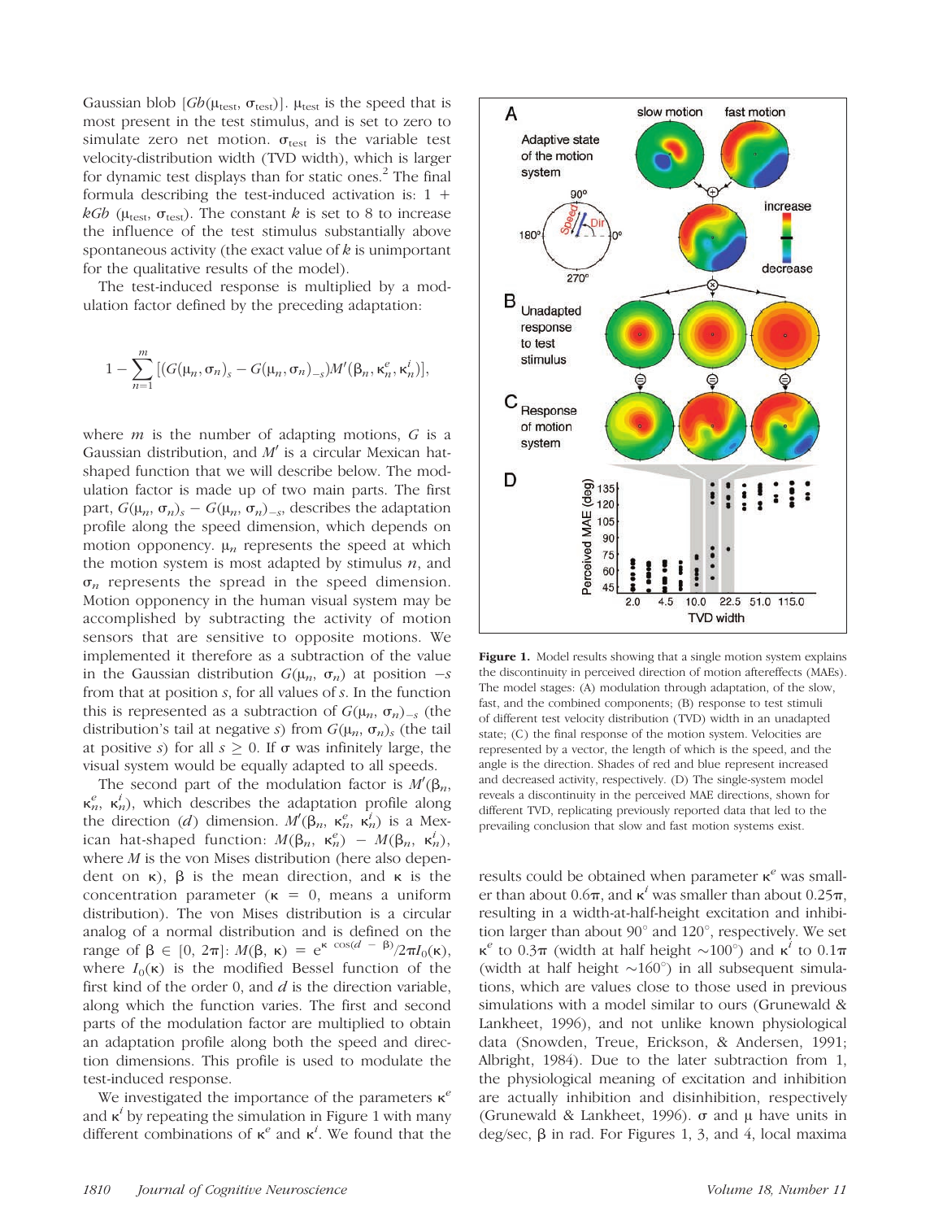Gaussian blob [$Gb(\mu_{test}, \sigma_{test})$]. $\mu_{test}$ is the speed that is most present in the test stimulus, and is set to zero to simulate zero net motion. $\sigma_{test}$ is the variable test velocity-distribution width (TVD width), which is larger for dynamic test displays than for static ones.[2] The final formula describing the test-induced activation is: $1 + kGb(\mu_{test}, \sigma_{test})$. The constant $k$ is set to 8 to increase the influence of the test stimulus substantially above spontaneous activity (the exact value of $k$ is unimportant for the qualitative results of the model).

The test-induced response is multiplied by a modulation factor defined by the preceding adaptation:

$$1 - \sum_{n=1}^{m} [(G(\mu_n, \sigma_n)_s - G(\mu_n, \sigma_n)_{-s})M'(\beta_n, \kappa_n^e, \kappa_n^i)],$$

where $m$ is the number of adapting motions, $G$ is a Gaussian distribution, and $M'$ is a circular Mexican hat-shaped function that we will describe below. The modulation factor is made up of two main parts. The first part, $G(\mu_n, \sigma_n)_s - G(\mu_n, \sigma_n)_{-s}$, describes the adaptation profile along the speed dimension, which depends on motion opponency. $\mu_n$ represents the speed at which the motion system is most adapted by stimulus $n$, and $\sigma_n$ represents the spread in the speed dimension. Motion opponency in the human visual system may be accomplished by subtracting the activity of motion sensors that are sensitive to opposite motions. We implemented it therefore as a subtraction of the value in the Gaussian distribution $G(\mu_n, \sigma_n)$ at position $-s$ from that at position $s$, for all values of $s$. In the function this is represented as a subtraction of $G(\mu_n, \sigma_n)_{-s}$ (the distribution's tail at negative $s$) from $G(\mu_n, \sigma_n)_s$ (the tail at positive $s$) for all $s \geq 0$. If $\sigma$ was infinitely large, the visual system would be equally adapted to all speeds.

The second part of the modulation factor is $M'(\beta_n, \kappa_n^e, \kappa_n^i)$, which describes the adaptation profile along the direction ($d$) dimension. $M'(\beta_n, \kappa_n^e, \kappa_n^i)$ is a Mexican hat-shaped function: $M(\beta_n, \kappa_n^e) - M(\beta_n, \kappa_n^i)$, where $M$ is the von Mises distribution (here also dependent on $\kappa$), $\beta$ is the mean direction, and $\kappa$ is the concentration parameter ($\kappa = 0$, means a uniform distribution). The von Mises distribution is a circular analog of a normal distribution and is defined on the range of $\beta \in [0, 2\pi]$: $M(\beta, \kappa) = e^{\kappa \cos(d - \beta)}/2\pi I_0(\kappa)$, where $I_0(\kappa)$ is the modified Bessel function of the first kind of the order 0, and $d$ is the direction variable, along which the function varies. The first and second parts of the modulation factor are multiplied to obtain an adaptation profile along both the speed and direction dimensions. This profile is used to modulate the test-induced response.

We investigated the importance of the parameters $\kappa^e$ and $\kappa^i$ by repeating the simulation in Figure 1 with many different combinations of $\kappa^e$ and $\kappa^i$. We found that the results could be obtained when parameter $\kappa^e$ was smaller than about $0.6\pi$, and $\kappa^i$ was smaller than about $0.25\pi$, resulting in a width-at-half-height excitation and inhibition larger than about 90° and 120°, respectively. We set $\kappa^e$ to $0.3\pi$ (width at half height ~100°) and $\kappa^i$ to $0.1\pi$ (width at half height ~160°) in all subsequent simulations, which are values close to those used in previous simulations with a model similar to ours (Grunewald & Lankheet, 1996), and not unlike known physiological data (Snowden, Treue, Erickson, & Andersen, 1991; Albright, 1984). Due to the later subtraction from 1, the physiological meaning of excitation and inhibition are actually inhibition and disinhibition, respectively (Grunewald & Lankheet, 1996). $\sigma$ and $\mu$ have units in deg/sec, $\beta$ in rad. For Figures 1, 3, and 4, local maxima

**Figure 1.** Model results showing that a single motion system explains the discontinuity in perceived direction of motion aftereffects (MAEs). The model stages: (A) modulation through adaptation, of the slow, fast, and the combined components; (B) response to test stimuli of different test velocity distribution (TVD) width in an unadapted state; (C) the final response of the motion system. Velocities are represented by a vector, the length of which is the speed, and the angle is the direction. Shades of red and blue represent increased and decreased activity, respectively. (D) The single-system model reveals a discontinuity in the perceived MAE directions, shown for different TVD, replicating previously reported data that led to the prevailing conclusion that slow and fast motion systems exist.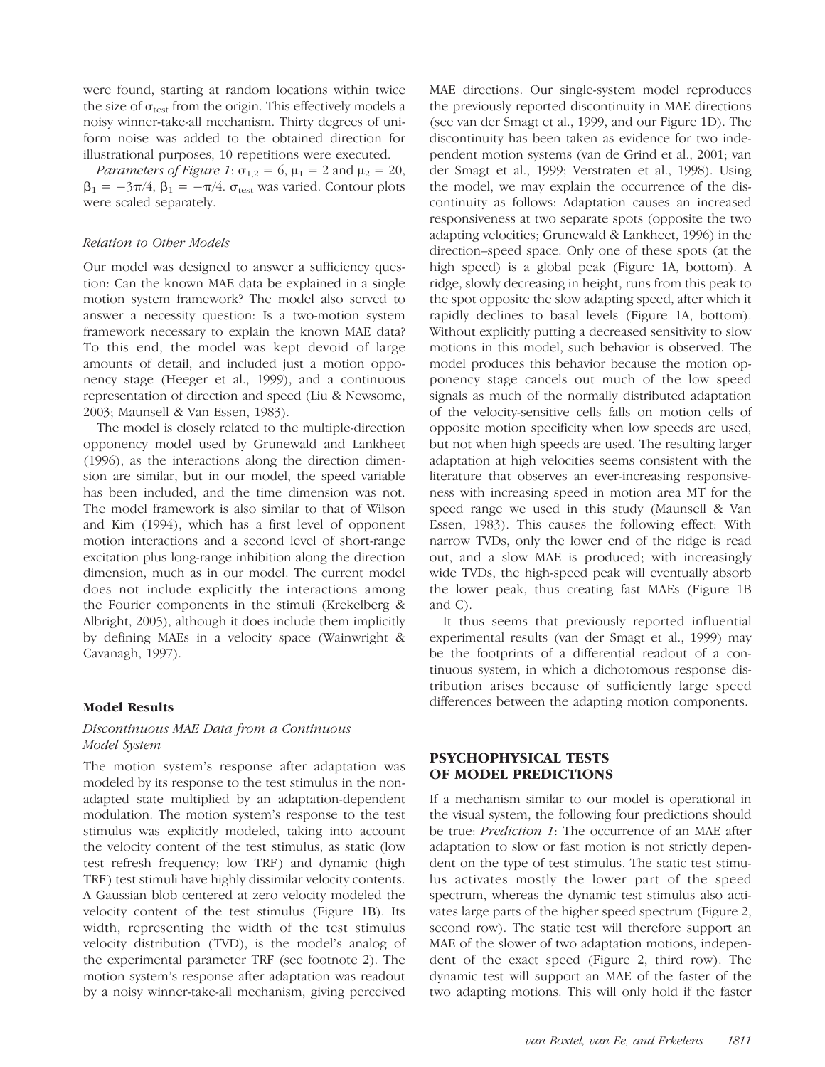were found, starting at random locations within twice the size of $\sigma_{test}$ from the origin. This effectively models a noisy winner-take-all mechanism. Thirty degrees of uniform noise was added to the obtained direction for illustrational purposes, 10 repetitions were executed.

*Parameters of Figure 1*: $\sigma_{1,2} = 6$, $\mu_1 = 2$ and $\mu_2 = 20$, $\beta_1 = -3\pi/4$, $\beta_1 = -\pi/4$. $\sigma_{test}$ was varied. Contour plots were scaled separately.

### *Relation to Other Models*

Our model was designed to answer a sufficiency question: Can the known MAE data be explained in a single motion system framework? The model also served to answer a necessity question: Is a two-motion system framework necessary to explain the known MAE data? To this end, the model was kept devoid of large amounts of detail, and included just a motion opponency stage (Heeger et al., 1999), and a continuous representation of direction and speed (Liu & Newsome, 2003; Maunsell & Van Essen, 1983).

The model is closely related to the multiple-direction opponency model used by Grunewald and Lankheet (1996), as the interactions along the direction dimension are similar, but in our model, the speed variable has been included, and the time dimension was not. The model framework is also similar to that of Wilson and Kim (1994), which has a first level of opponent motion interactions and a second level of short-range excitation plus long-range inhibition along the direction dimension, much as in our model. The current model does not include explicitly the interactions among the Fourier components in the stimuli (Krekelberg & Albright, 2005), although it does include them implicitly by defining MAEs in a velocity space (Wainwright & Cavanagh, 1997).

## Model Results

### *Discontinuous MAE Data from a Continuous Model System*

The motion system's response after adaptation was modeled by its response to the test stimulus in the nonadapted state multiplied by an adaptation-dependent modulation. The motion system's response to the test stimulus was explicitly modeled, taking into account the velocity content of the test stimulus, as static (low test refresh frequency; low TRF) and dynamic (high TRF) test stimuli have highly dissimilar velocity contents. A Gaussian blob centered at zero velocity modeled the velocity content of the test stimulus (Figure 1B). Its width, representing the width of the test stimulus velocity distribution (TVD), is the model's analog of the experimental parameter TRF (see footnote 2). The motion system's response after adaptation was readout by a noisy winner-take-all mechanism, giving perceived MAE directions. Our single-system model reproduces the previously reported discontinuity in MAE directions (see van der Smagt et al., 1999, and our Figure 1D). The discontinuity has been taken as evidence for two independent motion systems (van de Grind et al., 2001; van der Smagt et al., 1999; Verstraten et al., 1998). Using the model, we may explain the occurrence of the discontinuity as follows: Adaptation causes an increased responsiveness at two separate spots (opposite the two adapting velocities; Grunewald & Lankheet, 1996) in the direction–speed space. Only one of these spots (at the high speed) is a global peak (Figure 1A, bottom). A ridge, slowly decreasing in height, runs from this peak to the spot opposite the slow adapting speed, after which it rapidly declines to basal levels (Figure 1A, bottom). Without explicitly putting a decreased sensitivity to slow motions in this model, such behavior is observed. The model produces this behavior because the motion opponency stage cancels out much of the low speed signals as much of the normally distributed adaptation of the velocity-sensitive cells falls on motion cells of opposite motion specificity when low speeds are used, but not when high speeds are used. The resulting larger adaptation at high velocities seems consistent with the literature that observes an ever-increasing responsiveness with increasing speed in motion area MT for the speed range we used in this study (Maunsell & Van Essen, 1983). This causes the following effect: With narrow TVDs, only the lower end of the ridge is read out, and a slow MAE is produced; with increasingly wide TVDs, the high-speed peak will eventually absorb the lower peak, thus creating fast MAEs (Figure 1B and C).

It thus seems that previously reported influential experimental results (van der Smagt et al., 1999) may be the footprints of a differential readout of a continuous system, in which a dichotomous response distribution arises because of sufficiently large speed differences between the adapting motion components.

## PSYCHOPHYSICAL TESTS OF MODEL PREDICTIONS

If a mechanism similar to our model is operational in the visual system, the following four predictions should be true: *Prediction 1*: The occurrence of an MAE after adaptation to slow or fast motion is not strictly dependent on the type of test stimulus. The static test stimulus activates mostly the lower part of the speed spectrum, whereas the dynamic test stimulus also activates large parts of the higher speed spectrum (Figure 2, second row). The static test will therefore support an MAE of the slower of two adaptation motions, independent of the exact speed (Figure 2, third row). The dynamic test will support an MAE of the faster of the two adapting motions. This will only hold if the faster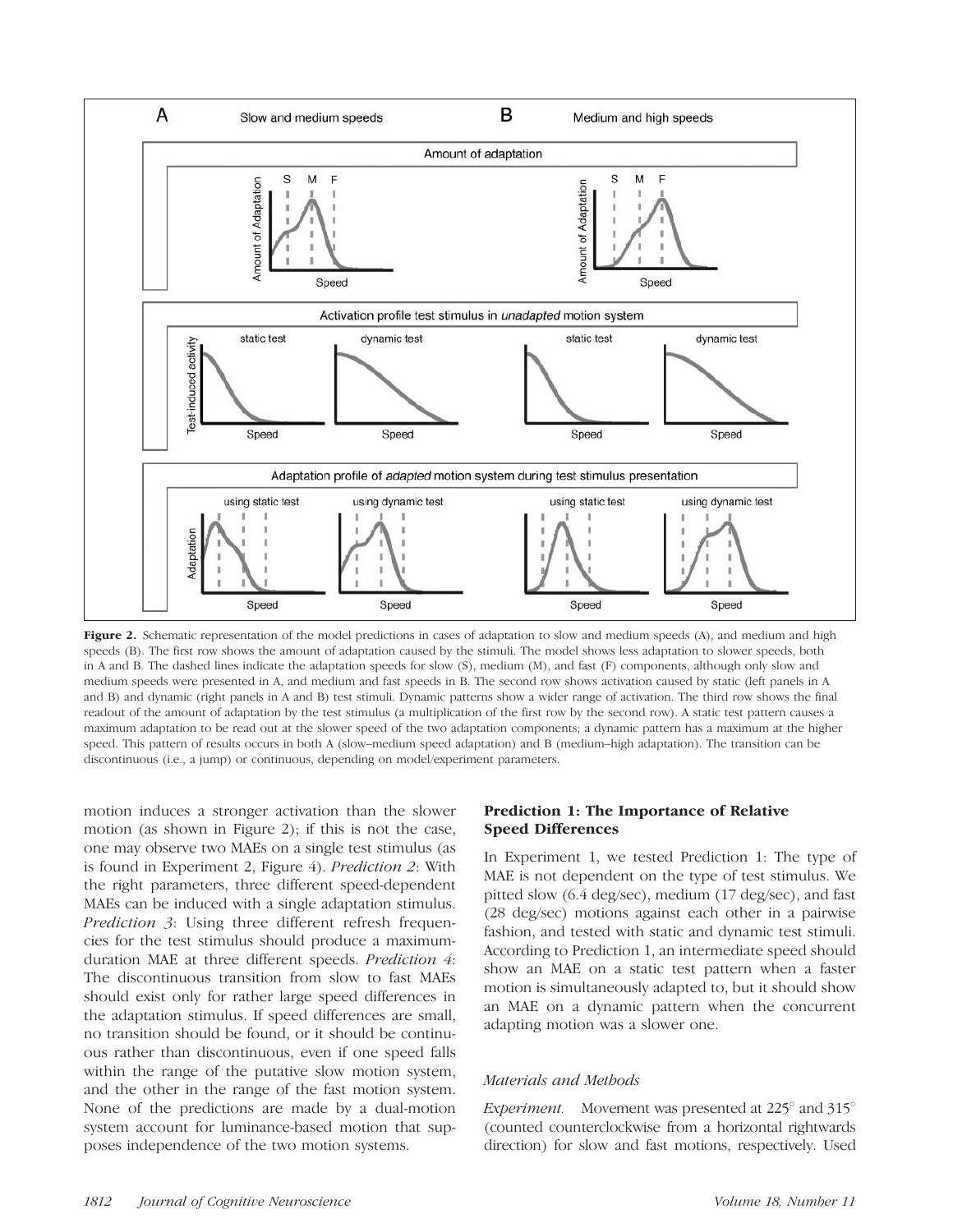A Slow and medium speeds

B Medium and high speeds

Amount of adaptation

S M F

Amount of Adaptation

Speed

S M F

Amount of Adaptation

Speed

Activation profile test stimulus in *unadapted* motion system

static test

dynamic test

static test

dynamic test

Test-induced activity

Speed

Speed

Speed

Speed

Adaptation profile of *adapted* motion system during test stimulus presentation

using static test

using dynamic test

using static test

using dynamic test

Adaptation

Speed

Speed

Speed

Speed

**Figure 2.** Schematic representation of the model predictions in cases of adaptation to slow and medium speeds (A), and medium and high speeds (B). The first row shows the amount of adaptation caused by the stimuli. The model shows less adaptation to slower speeds, both in A and B. The dashed lines indicate the adaptation speeds for slow (S), medium (M), and fast (F) components, although only slow and medium speeds were presented in A, and medium and fast speeds in B. The second row shows activation caused by static (left panels in A and B) and dynamic (right panels in A and B) test stimuli. Dynamic patterns show a wider range of activation. The third row shows the final readout of the amount of adaptation by the test stimulus (a multiplication of the first row by the second row). A static test pattern causes a maximum adaptation to be read out at the slower speed of the two adaptation components; a dynamic pattern has a maximum at the higher speed. This pattern of results occurs in both A (slow–medium speed adaptation) and B (medium–high adaptation). The transition can be discontinuous (i.e., a jump) or continuous, depending on model/experiment parameters.

motion induces a stronger activation than the slower motion (as shown in Figure 2); if this is not the case, one may observe two MAEs on a single test stimulus (as is found in Experiment 2, Figure 4). *Prediction 2*: With the right parameters, three different speed-dependent MAEs can be induced with a single adaptation stimulus. *Prediction 3*: Using three different refresh frequencies for the test stimulus should produce a maximum-duration MAE at three different speeds. *Prediction 4*: The discontinuous transition from slow to fast MAEs should exist only for rather large speed differences in the adaptation stimulus. If speed differences are small, no transition should be found, or it should be continuous rather than discontinuous, even if one speed falls within the range of the putative slow motion system, and the other in the range of the fast motion system. None of the predictions are made by a dual-motion system account for luminance-based motion that supposes independence of the two motion systems.

### Prediction 1: The Importance of Relative Speed Differences

In Experiment 1, we tested Prediction 1: The type of MAE is not dependent on the type of test stimulus. We pitted slow (6.4 deg/sec), medium (17 deg/sec), and fast (28 deg/sec) motions against each other in a pairwise fashion, and tested with static and dynamic test stimuli. According to Prediction 1, an intermediate speed should show an MAE on a static test pattern when a faster motion is simultaneously adapted to, but it should show an MAE on a dynamic pattern when the concurrent adapting motion was a slower one.

#### *Materials and Methods*

*Experiment.* Movement was presented at 225° and 315° (counted counterclockwise from a horizontal rightwards direction) for slow and fast motions, respectively. Used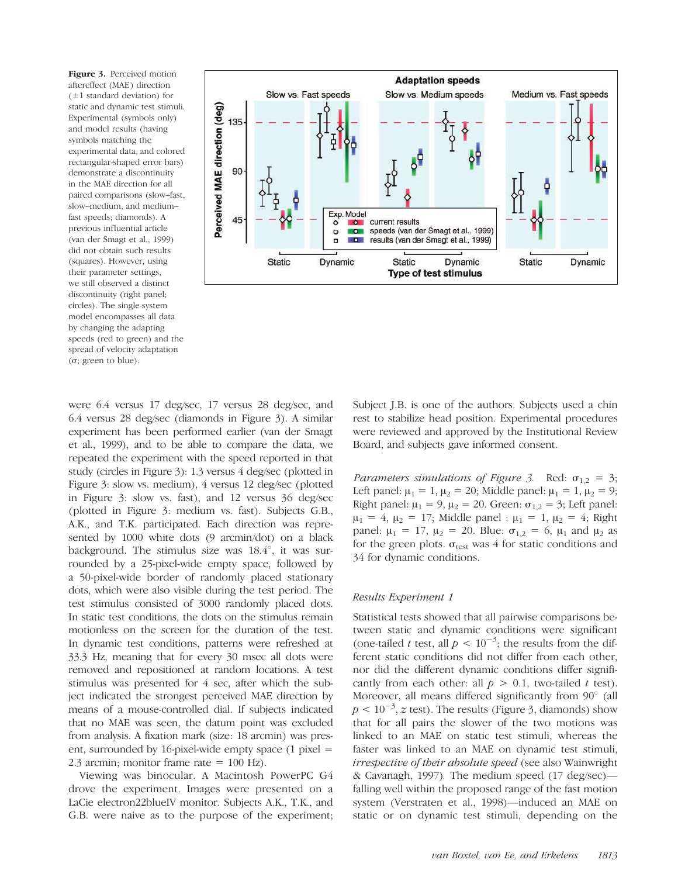**Figure 3.** Perceived motion aftereffect (MAE) direction (±1 standard deviation) for static and dynamic test stimuli. Experimental (symbols only) and model results (having symbols matching the experimental data, and colored rectangular-shaped error bars) demonstrate a discontinuity in the MAE direction for all paired comparisons (slow–fast, slow–medium, and medium–fast speeds; diamonds). A previous influential article (van der Smagt et al., 1999) did not obtain such results (squares). However, using their parameter settings, we still observed a distinct discontinuity (right panel; circles). The single-system model encompasses all data by changing the adapting speeds (red to green) and the spread of velocity adaptation (σ; green to blue).

were 6.4 versus 17 deg/sec, 17 versus 28 deg/sec, and 6.4 versus 28 deg/sec (diamonds in Figure 3). A similar experiment has been performed earlier (van der Smagt et al., 1999), and to be able to compare the data, we repeated the experiment with the speed reported in that study (circles in Figure 3): 1.3 versus 4 deg/sec (plotted in Figure 3: slow vs. medium), 4 versus 12 deg/sec (plotted in Figure 3: slow vs. fast), and 12 versus 36 deg/sec (plotted in Figure 3: medium vs. fast). Subjects G.B., A.K., and T.K. participated. Each direction was represented by 1000 white dots (9 arcmin/dot) on a black background. The stimulus size was 18.4°, it was surrounded by a 25-pixel-wide empty space, followed by a 50-pixel-wide border of randomly placed stationary dots, which were also visible during the test period. The test stimulus consisted of 3000 randomly placed dots. In static test conditions, the dots on the stimulus remain motionless on the screen for the duration of the test. In dynamic test conditions, patterns were refreshed at 33.3 Hz, meaning that for every 30 msec all dots were removed and repositioned at random locations. A test stimulus was presented for 4 sec, after which the subject indicated the strongest perceived MAE direction by means of a mouse-controlled dial. If subjects indicated that no MAE was seen, the datum point was excluded from analysis. A fixation mark (size: 18 arcmin) was present, surrounded by 16-pixel-wide empty space (1 pixel = 2.3 arcmin; monitor frame rate = 100 Hz).

Viewing was binocular. A Macintosh PowerPC G4 drove the experiment. Images were presented on a LaCie electron22blueIV monitor. Subjects A.K., T.K., and G.B. were naive as to the purpose of the experiment; Subject J.B. is one of the authors. Subjects used a chin rest to stabilize head position. Experimental procedures were reviewed and approved by the Institutional Review Board, and subjects gave informed consent.

*Parameters simulations of Figure 3.* Red: $\sigma_{1,2} = 3$; Left panel: $\mu_1 = 1$, $\mu_2 = 20$; Middle panel: $\mu_1 = 1$, $\mu_2 = 9$; Right panel: $\mu_1 = 9$, $\mu_2 = 20$. Green: $\sigma_{1,2} = 3$; Left panel: $\mu_1 = 4$, $\mu_2 = 17$; Middle panel : $\mu_1 = 1$, $\mu_2 = 4$; Right panel: $\mu_1 = 17$, $\mu_2 = 20$. Blue: $\sigma_{1,2} = 6$, $\mu_1$ and $\mu_2$ as for the green plots. $\sigma_{test}$ was 4 for static conditions and 34 for dynamic conditions.

### Results Experiment 1

Statistical tests showed that all pairwise comparisons between static and dynamic conditions were significant (one-tailed $t$ test, all $p < 10^{-3}$; the results from the different static conditions did not differ from each other, nor did the different dynamic conditions differ significantly from each other: all $p > 0.1$, two-tailed $t$ test). Moreover, all means differed significantly from 90° (all $p < 10^{-3}$, $z$ test). The results (Figure 3, diamonds) show that for all pairs the slower of the two motions was linked to an MAE on static test stimuli, whereas the faster was linked to an MAE on dynamic test stimuli, *irrespective of their absolute speed* (see also Wainwright & Cavanagh, 1997). The medium speed (17 deg/sec)—falling well within the proposed range of the fast motion system (Verstraten et al., 1998)—induced an MAE on static or on dynamic test stimuli, depending on the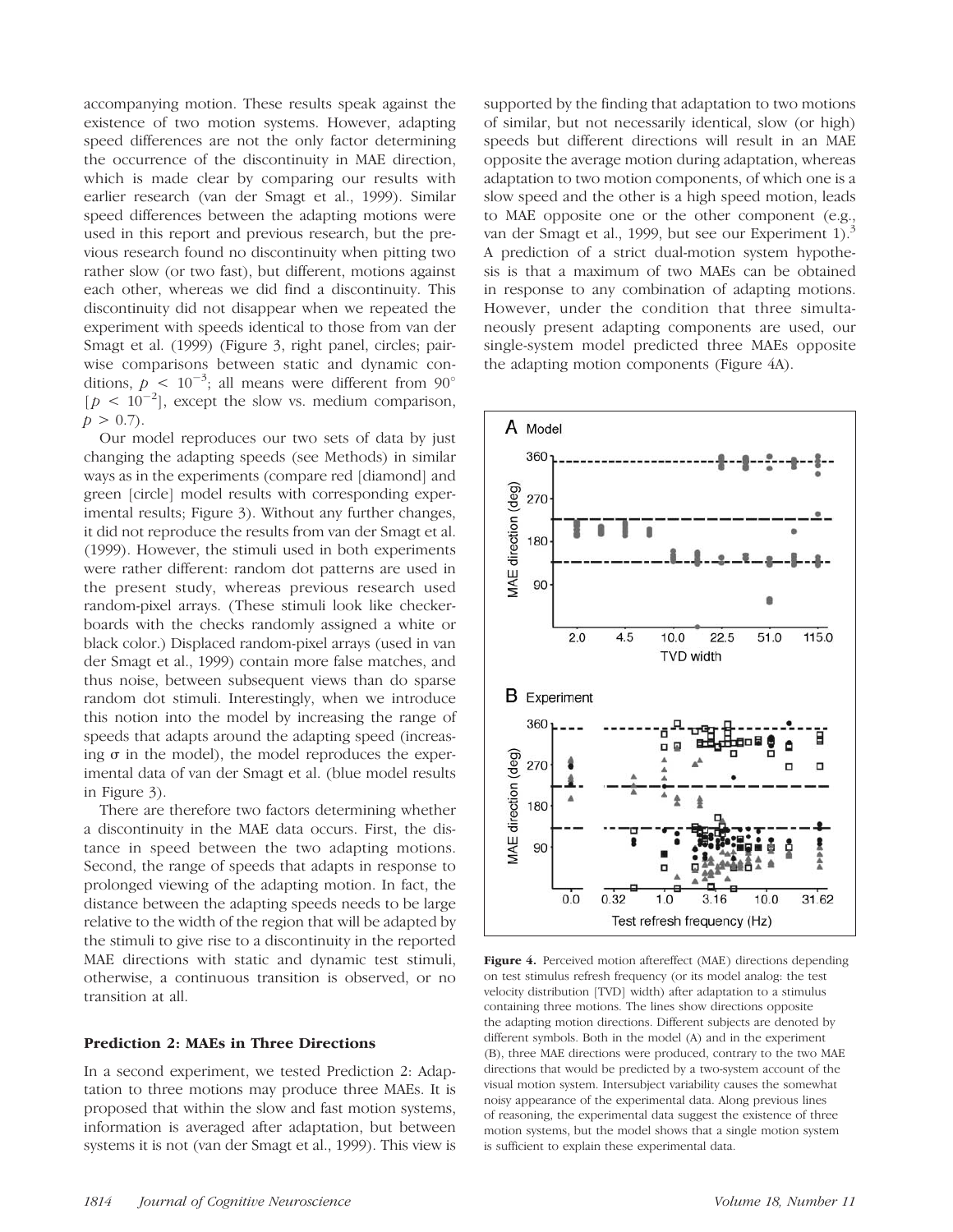accompanying motion. These results speak against the existence of two motion systems. However, adapting speed differences are not the only factor determining the occurrence of the discontinuity in MAE direction, which is made clear by comparing our results with earlier research (van der Smagt et al., 1999). Similar speed differences between the adapting motions were used in this report and previous research, but the previous research found no discontinuity when pitting two rather slow (or two fast), but different, motions against each other, whereas we did find a discontinuity. This discontinuity did not disappear when we repeated the experiment with speeds identical to those from van der Smagt et al. (1999) (Figure 3, right panel, circles; pairwise comparisons between static and dynamic conditions, $p < 10^{-3}$; all means were different from 90° [$p < 10^{-2}$], except the slow vs. medium comparison, $p > 0.7$).

Our model reproduces our two sets of data by just changing the adapting speeds (see Methods) in similar ways as in the experiments (compare red [diamond] and green [circle] model results with corresponding experimental results; Figure 3). Without any further changes, it did not reproduce the results from van der Smagt et al. (1999). However, the stimuli used in both experiments were rather different: random dot patterns are used in the present study, whereas previous research used random-pixel arrays. (These stimuli look like checkerboards with the checks randomly assigned a white or black color.) Displaced random-pixel arrays (used in van der Smagt et al., 1999) contain more false matches, and thus noise, between subsequent views than do sparse random dot stimuli. Interestingly, when we introduce this notion into the model by increasing the range of speeds that adapts around the adapting speed (increasing σ in the model), the model reproduces the experimental data of van der Smagt et al. (blue model results in Figure 3).

There are therefore two factors determining whether a discontinuity in the MAE data occurs. First, the distance in speed between the two adapting motions. Second, the range of speeds that adapts in response to prolonged viewing of the adapting motion. In fact, the distance between the adapting speeds needs to be large relative to the width of the region that will be adapted by the stimuli to give rise to a discontinuity in the reported MAE directions with static and dynamic test stimuli, otherwise, a continuous transition is observed, or no transition at all.

### Prediction 2: MAEs in Three Directions

In a second experiment, we tested Prediction 2: Adaptation to three motions may produce three MAEs. It is proposed that within the slow and fast motion systems, information is averaged after adaptation, but between systems it is not (van der Smagt et al., 1999). This view is supported by the finding that adaptation to two motions of similar, but not necessarily identical, slow (or high) speeds but different directions will result in an MAE opposite the average motion during adaptation, whereas adaptation to two motion components, of which one is a slow speed and the other is a high speed motion, leads to MAE opposite one or the other component (e.g., van der Smagt et al., 1999, but see our Experiment 1).[3] A prediction of a strict dual-motion system hypothesis is that a maximum of two MAEs can be obtained in response to any combination of adapting motions. However, under the condition that three simultaneously present adapting components are used, our single-system model predicted three MAEs opposite the adapting motion components (Figure 4A).

**Figure 4.** Perceived motion aftereffect (MAE) directions depending on test stimulus refresh frequency (or its model analog: the test velocity distribution [TVD] width) after adaptation to a stimulus containing three motions. The lines show directions opposite the adapting motion directions. Different subjects are denoted by different symbols. Both in the model (A) and in the experiment (B), three MAE directions were produced, contrary to the two MAE directions that would be predicted by a two-system account of the visual motion system. Intersubject variability causes the somewhat noisy appearance of the experimental data. Along previous lines of reasoning, the experimental data suggest the existence of three motion systems, but the model shows that a single motion system is sufficient to explain these experimental data.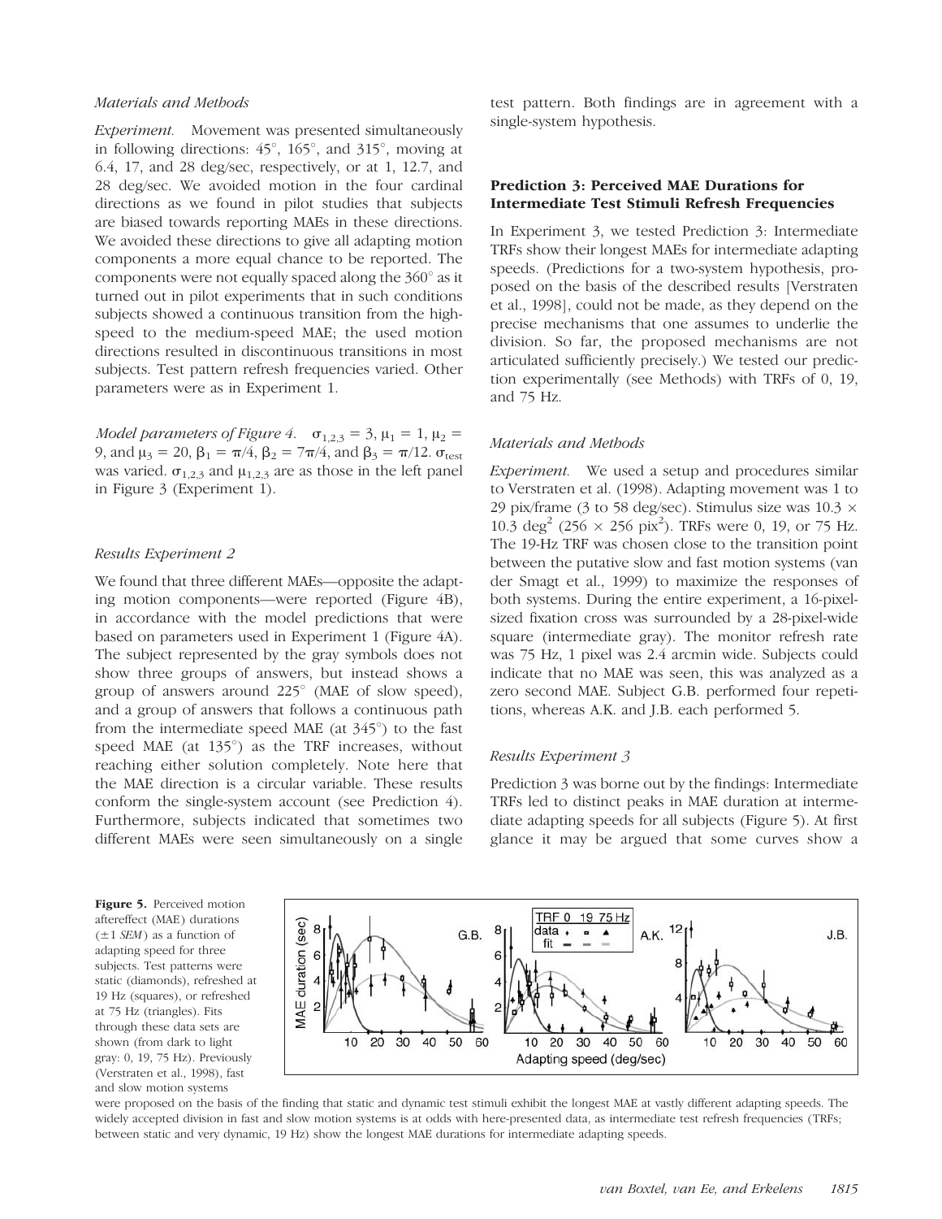*Materials and Methods*

*Experiment.* Movement was presented simultaneously in following directions: 45°, 165°, and 315°, moving at 6.4, 17, and 28 deg/sec, respectively, or at 1, 12.7, and 28 deg/sec. We avoided motion in the four cardinal directions as we found in pilot studies that subjects are biased towards reporting MAEs in these directions. We avoided these directions to give all adapting motion components a more equal chance to be reported. The components were not equally spaced along the 360° as it turned out in pilot experiments that in such conditions subjects showed a continuous transition from the high-speed to the medium-speed MAE; the used motion directions resulted in discontinuous transitions in most subjects. Test pattern refresh frequencies varied. Other parameters were as in Experiment 1.

*Model parameters of Figure 4.* $\sigma_{1,2,3} = 3$, $\mu_1 = 1$, $\mu_2 = 9$, and $\mu_3 = 20$, $\beta_1 = \pi/4$, $\beta_2 = 7\pi/4$, and $\beta_3 = \pi/12$. $\sigma_{test}$ was varied. $\sigma_{1,2,3}$ and $\mu_{1,2,3}$ are as those in the left panel in Figure 3 (Experiment 1).

*Results Experiment 2*

We found that three different MAEs—opposite the adapting motion components—were reported (Figure 4B), in accordance with the model predictions that were based on parameters used in Experiment 1 (Figure 4A). The subject represented by the gray symbols does not show three groups of answers, but instead shows a group of answers around 225° (MAE of slow speed), and a group of answers that follows a continuous path from the intermediate speed MAE (at 345°) to the fast speed MAE (at 135°) as the TRF increases, without reaching either solution completely. Note here that the MAE direction is a circular variable. These results conform the single-system account (see Prediction 4). Furthermore, subjects indicated that sometimes two different MAEs were seen simultaneously on a single test pattern. Both findings are in agreement with a single-system hypothesis.

### Prediction 3: Perceived MAE Durations for Intermediate Test Stimuli Refresh Frequencies

In Experiment 3, we tested Prediction 3: Intermediate TRFs show their longest MAEs for intermediate adapting speeds. (Predictions for a two-system hypothesis, proposed on the basis of the described results [Verstraten et al., 1998], could not be made, as they depend on the precise mechanisms that one assumes to underlie the division. So far, the proposed mechanisms are not articulated sufficiently precisely.) We tested our prediction experimentally (see Methods) with TRFs of 0, 19, and 75 Hz.

*Materials and Methods*

*Experiment.* We used a setup and procedures similar to Verstraten et al. (1998). Adapting movement was 1 to 29 pix/frame (3 to 58 deg/sec). Stimulus size was $10.3 \times 10.3$ deg$^2$ ($256 \times 256$ pix$^2$). TRFs were 0, 19, or 75 Hz. The 19-Hz TRF was chosen close to the transition point between the putative slow and fast motion systems (van der Smagt et al., 1999) to maximize the responses of both systems. During the entire experiment, a 16-pixel-sized fixation cross was surrounded by a 28-pixel-wide square (intermediate gray). The monitor refresh rate was 75 Hz, 1 pixel was 2.4 arcmin wide. Subjects could indicate that no MAE was seen, this was analyzed as a zero second MAE. Subject G.B. performed four repetitions, whereas A.K. and J.B. each performed 5.

*Results Experiment 3*

Prediction 3 was borne out by the findings: Intermediate TRFs led to distinct peaks in MAE duration at intermediate adapting speeds for all subjects (Figure 5). At first glance it may be argued that some curves show a

**Figure 5.** Perceived motion aftereffect (MAE) durations (±1 *SEM*) as a function of adapting speed for three subjects. Test patterns were static (diamonds), refreshed at 19 Hz (squares), or refreshed at 75 Hz (triangles). Fits through these data sets are shown (from dark to light gray: 0, 19, 75 Hz). Previously (Verstraten et al., 1998), fast and slow motion systems were proposed on the basis of the finding that static and dynamic test stimuli exhibit the longest MAE at vastly different adapting speeds. The widely accepted division in fast and slow motion systems is at odds with here-presented data, as intermediate test refresh frequencies (TRFs; between static and very dynamic, 19 Hz) show the longest MAE durations for intermediate adapting speeds.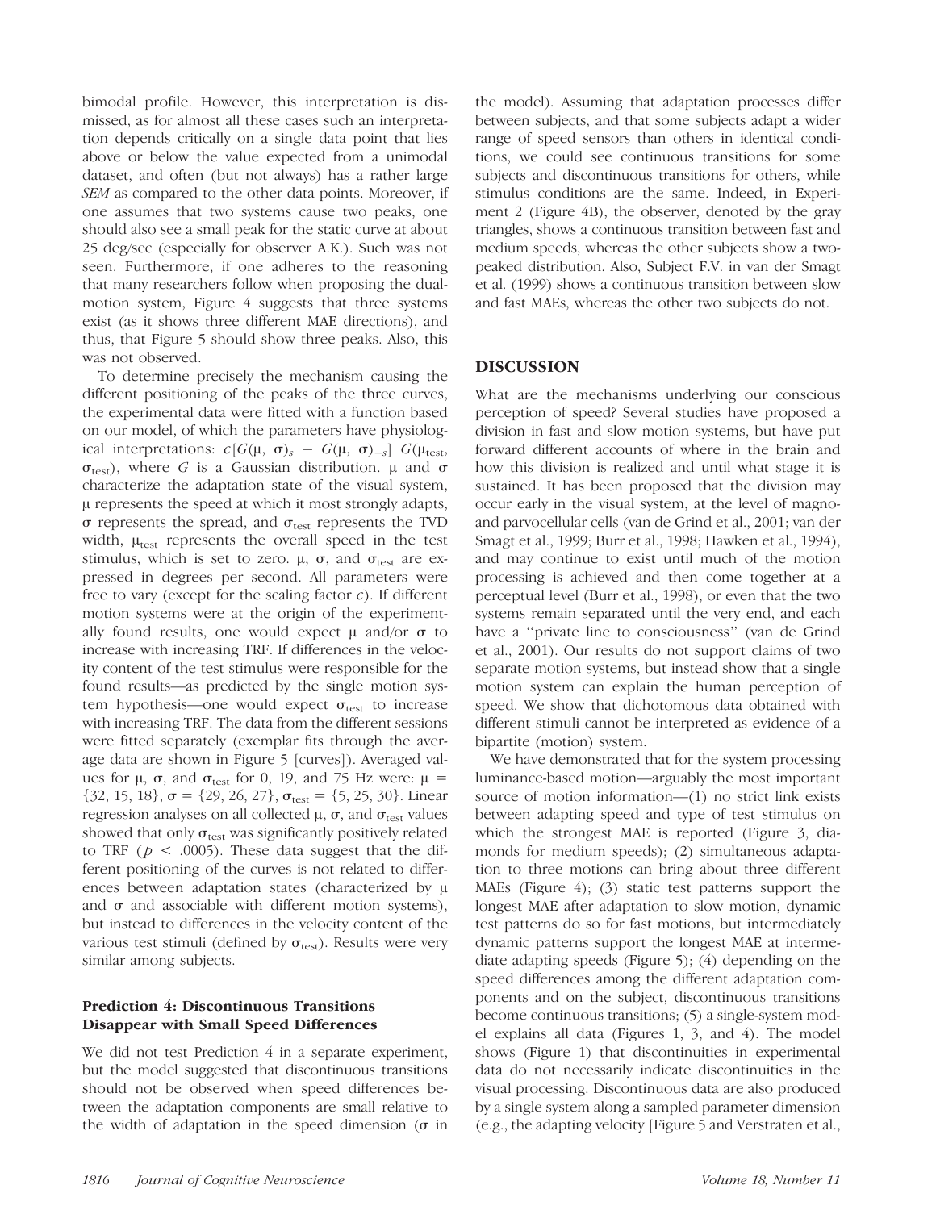bimodal profile. However, this interpretation is dismissed, as for almost all these cases such an interpretation depends critically on a single data point that lies above or below the value expected from a unimodal dataset, and often (but not always) has a rather large *SEM* as compared to the other data points. Moreover, if one assumes that two systems cause two peaks, one should also see a small peak for the static curve at about 25 deg/sec (especially for observer A.K.). Such was not seen. Furthermore, if one adheres to the reasoning that many researchers follow when proposing the dual-motion system, Figure 4 suggests that three systems exist (as it shows three different MAE directions), and thus, that Figure 5 should show three peaks. Also, this was not observed.

To determine precisely the mechanism causing the different positioning of the peaks of the three curves, the experimental data were fitted with a function based on our model, of which the parameters have physiological interpretations: $c[G(\mu, \sigma)_s - G(\mu, \sigma)_{-s}]\ G(\mu_{\text{test}}, \sigma_{\text{test}})$, where $G$ is a Gaussian distribution. $\mu$ and $\sigma$ characterize the adaptation state of the visual system, $\mu$ represents the speed at which it most strongly adapts, $\sigma$ represents the spread, and $\sigma_{\text{test}}$ represents the TVD width, $\mu_{\text{test}}$ represents the overall speed in the test stimulus, which is set to zero. $\mu$, $\sigma$, and $\sigma_{\text{test}}$ are expressed in degrees per second. All parameters were free to vary (except for the scaling factor $c$). If different motion systems were at the origin of the experimentally found results, one would expect $\mu$ and/or $\sigma$ to increase with increasing TRF. If differences in the velocity content of the test stimulus were responsible for the found results—as predicted by the single motion system hypothesis—one would expect $\sigma_{\text{test}}$ to increase with increasing TRF. The data from the different sessions were fitted separately (exemplar fits through the average data are shown in Figure 5 [curves]). Averaged values for $\mu$, $\sigma$, and $\sigma_{\text{test}}$ for 0, 19, and 75 Hz were: $\mu = \{32, 15, 18\}$, $\sigma = \{29, 26, 27\}$, $\sigma_{\text{test}} = \{5, 25, 30\}$. Linear regression analyses on all collected $\mu$, $\sigma$, and $\sigma_{\text{test}}$ values showed that only $\sigma_{\text{test}}$ was significantly positively related to TRF ($p < .0005$). These data suggest that the different positioning of the curves is not related to differences between adaptation states (characterized by $\mu$ and $\sigma$ and associable with different motion systems), but instead to differences in the velocity content of the various test stimuli (defined by $\sigma_{\text{test}}$). Results were very similar among subjects.

### Prediction 4: Discontinuous Transitions Disappear with Small Speed Differences

We did not test Prediction 4 in a separate experiment, but the model suggested that discontinuous transitions should not be observed when speed differences between the adaptation components are small relative to the width of adaptation in the speed dimension ($\sigma$ in the model). Assuming that adaptation processes differ between subjects, and that some subjects adapt a wider range of speed sensors than others in identical conditions, we could see continuous transitions for some subjects and discontinuous transitions for others, while stimulus conditions are the same. Indeed, in Experiment 2 (Figure 4B), the observer, denoted by the gray triangles, shows a continuous transition between fast and medium speeds, whereas the other subjects show a two-peaked distribution. Also, Subject F.V. in van der Smagt et al. (1999) shows a continuous transition between slow and fast MAEs, whereas the other two subjects do not.

## DISCUSSION

What are the mechanisms underlying our conscious perception of speed? Several studies have proposed a division in fast and slow motion systems, but have put forward different accounts of where in the brain and how this division is realized and until what stage it is sustained. It has been proposed that the division may occur early in the visual system, at the level of magno- and parvocellular cells (van de Grind et al., 2001; van der Smagt et al., 1999; Burr et al., 1998; Hawken et al., 1994), and may continue to exist until much of the motion processing is achieved and then come together at a perceptual level (Burr et al., 1998), or even that the two systems remain separated until the very end, and each have a ''private line to consciousness'' (van de Grind et al., 2001). Our results do not support claims of two separate motion systems, but instead show that a single motion system can explain the human perception of speed. We show that dichotomous data obtained with different stimuli cannot be interpreted as evidence of a bipartite (motion) system.

We have demonstrated that for the system processing luminance-based motion—arguably the most important source of motion information—(1) no strict link exists between adapting speed and type of test stimulus on which the strongest MAE is reported (Figure 3, diamonds for medium speeds); (2) simultaneous adaptation to three motions can bring about three different MAEs (Figure 4); (3) static test patterns support the longest MAE after adaptation to slow motion, dynamic test patterns do so for fast motions, but intermediately dynamic patterns support the longest MAE at intermediate adapting speeds (Figure 5); (4) depending on the speed differences among the different adaptation components and on the subject, discontinuous transitions become continuous transitions; (5) a single-system model explains all data (Figures 1, 3, and 4). The model shows (Figure 1) that discontinuities in experimental data do not necessarily indicate discontinuities in the visual processing. Discontinuous data are also produced by a single system along a sampled parameter dimension (e.g., the adapting velocity [Figure 5 and Verstraten et al.,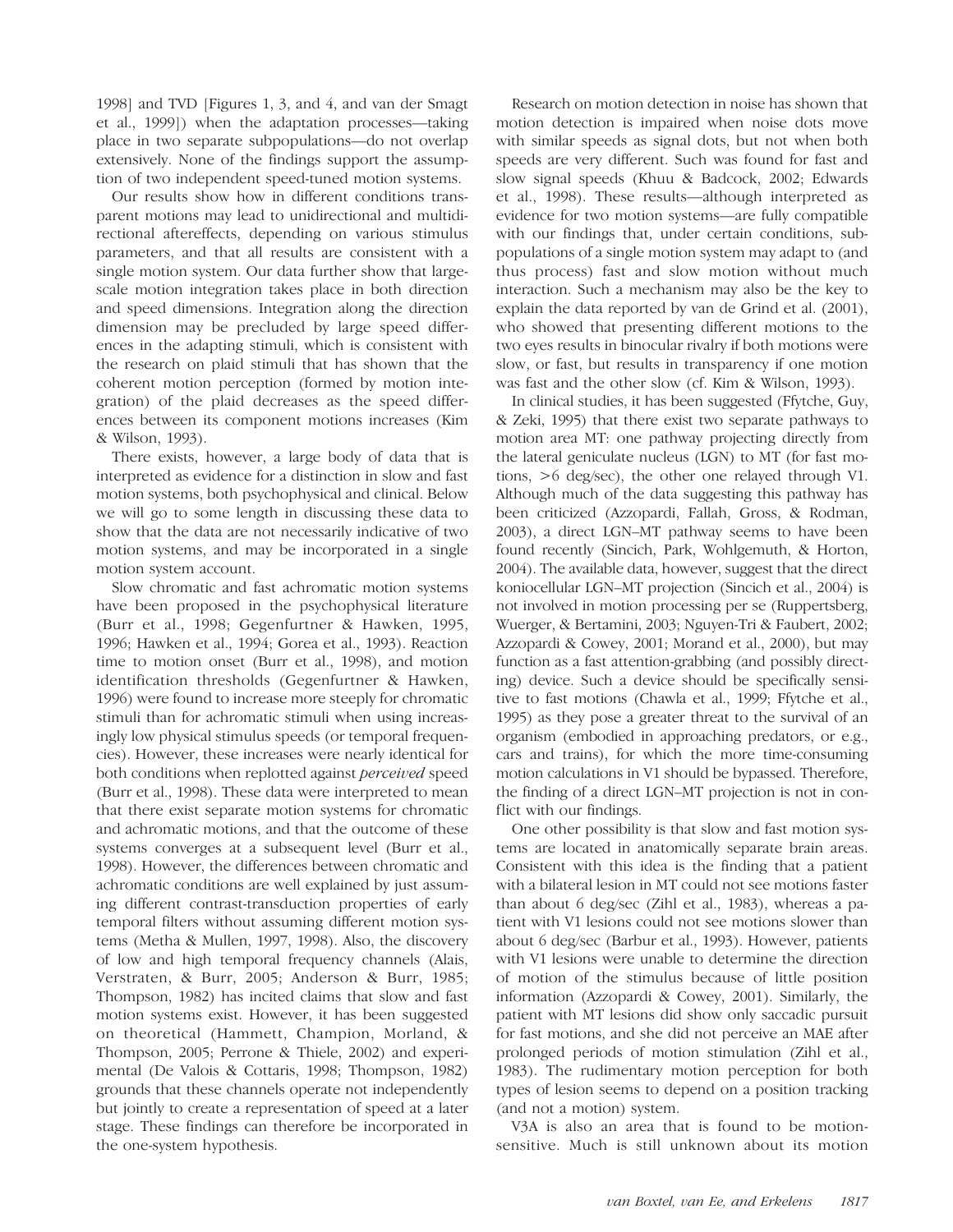1998] and TVD [Figures 1, 3, and 4, and van der Smagt et al., 1999]) when the adaptation processes—taking place in two separate subpopulations—do not overlap extensively. None of the findings support the assumption of two independent speed-tuned motion systems.

Our results show how in different conditions transparent motions may lead to unidirectional and multidirectional aftereffects, depending on various stimulus parameters, and that all results are consistent with a single motion system. Our data further show that large-scale motion integration takes place in both direction and speed dimensions. Integration along the direction dimension may be precluded by large speed differences in the adapting stimuli, which is consistent with the research on plaid stimuli that has shown that the coherent motion perception (formed by motion integration) of the plaid decreases as the speed differences between its component motions increases (Kim & Wilson, 1993).

There exists, however, a large body of data that is interpreted as evidence for a distinction in slow and fast motion systems, both psychophysical and clinical. Below we will go to some length in discussing these data to show that the data are not necessarily indicative of two motion systems, and may be incorporated in a single motion system account.

Slow chromatic and fast achromatic motion systems have been proposed in the psychophysical literature (Burr et al., 1998; Gegenfurtner & Hawken, 1995, 1996; Hawken et al., 1994; Gorea et al., 1993). Reaction time to motion onset (Burr et al., 1998), and motion identification thresholds (Gegenfurtner & Hawken, 1996) were found to increase more steeply for chromatic stimuli than for achromatic stimuli when using increasingly low physical stimulus speeds (or temporal frequencies). However, these increases were nearly identical for both conditions when replotted against *perceived* speed (Burr et al., 1998). These data were interpreted to mean that there exist separate motion systems for chromatic and achromatic motions, and that the outcome of these systems converges at a subsequent level (Burr et al., 1998). However, the differences between chromatic and achromatic conditions are well explained by just assuming different contrast-transduction properties of early temporal filters without assuming different motion systems (Metha & Mullen, 1997, 1998). Also, the discovery of low and high temporal frequency channels (Alais, Verstraten, & Burr, 2005; Anderson & Burr, 1985; Thompson, 1982) has incited claims that slow and fast motion systems exist. However, it has been suggested on theoretical (Hammett, Champion, Morland, & Thompson, 2005; Perrone & Thiele, 2002) and experimental (De Valois & Cottaris, 1998; Thompson, 1982) grounds that these channels operate not independently but jointly to create a representation of speed at a later stage. These findings can therefore be incorporated in the one-system hypothesis.

Research on motion detection in noise has shown that motion detection is impaired when noise dots move with similar speeds as signal dots, but not when both speeds are very different. Such was found for fast and slow signal speeds (Khuu & Badcock, 2002; Edwards et al., 1998). These results—although interpreted as evidence for two motion systems—are fully compatible with our findings that, under certain conditions, subpopulations of a single motion system may adapt to (and thus process) fast and slow motion without much interaction. Such a mechanism may also be the key to explain the data reported by van de Grind et al. (2001), who showed that presenting different motions to the two eyes results in binocular rivalry if both motions were slow, or fast, but results in transparency if one motion was fast and the other slow (cf. Kim & Wilson, 1993).

In clinical studies, it has been suggested (Ffytche, Guy, & Zeki, 1995) that there exist two separate pathways to motion area MT: one pathway projecting directly from the lateral geniculate nucleus (LGN) to MT (for fast motions, >6 deg/sec), the other one relayed through V1. Although much of the data suggesting this pathway has been criticized (Azzopardi, Fallah, Gross, & Rodman, 2003), a direct LGN–MT pathway seems to have been found recently (Sincich, Park, Wohlgemuth, & Horton, 2004). The available data, however, suggest that the direct koniocellular LGN–MT projection (Sincich et al., 2004) is not involved in motion processing per se (Ruppertsberg, Wuerger, & Bertamini, 2003; Nguyen-Tri & Faubert, 2002; Azzopardi & Cowey, 2001; Morand et al., 2000), but may function as a fast attention-grabbing (and possibly directing) device. Such a device should be specifically sensitive to fast motions (Chawla et al., 1999; Ffytche et al., 1995) as they pose a greater threat to the survival of an organism (embodied in approaching predators, or e.g., cars and trains), for which the more time-consuming motion calculations in V1 should be bypassed. Therefore, the finding of a direct LGN–MT projection is not in conflict with our findings.

One other possibility is that slow and fast motion systems are located in anatomically separate brain areas. Consistent with this idea is the finding that a patient with a bilateral lesion in MT could not see motions faster than about 6 deg/sec (Zihl et al., 1983), whereas a patient with V1 lesions could not see motions slower than about 6 deg/sec (Barbur et al., 1993). However, patients with V1 lesions were unable to determine the direction of motion of the stimulus because of little position information (Azzopardi & Cowey, 2001). Similarly, the patient with MT lesions did show only saccadic pursuit for fast motions, and she did not perceive an MAE after prolonged periods of motion stimulation (Zihl et al., 1983). The rudimentary motion perception for both types of lesion seems to depend on a position tracking (and not a motion) system.

V3A is also an area that is found to be motion-sensitive. Much is still unknown about its motion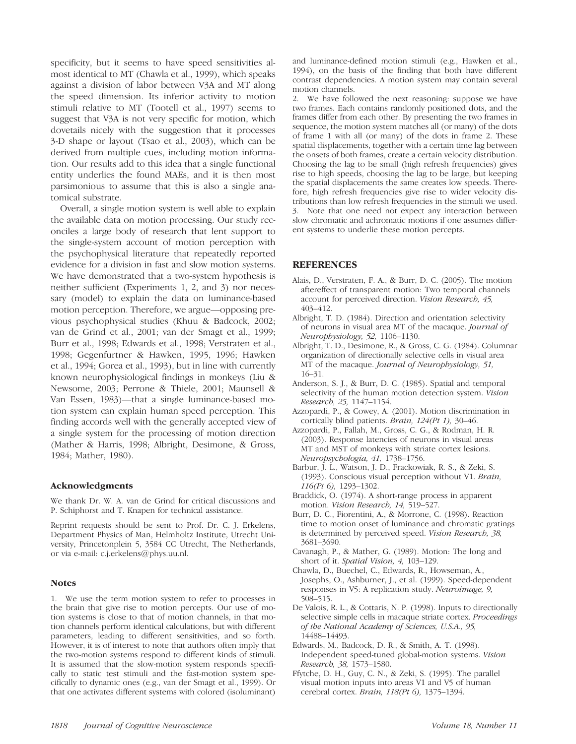specificity, but it seems to have speed sensitivities almost identical to MT (Chawla et al., 1999), which speaks against a division of labor between V3A and MT along the speed dimension. Its inferior activity to motion stimuli relative to MT (Tootell et al., 1997) seems to suggest that V3A is not very specific for motion, which dovetails nicely with the suggestion that it processes 3-D shape or layout (Tsao et al., 2003), which can be derived from multiple cues, including motion information. Our results add to this idea that a single functional entity underlies the found MAEs, and it is then most parsimonious to assume that this is also a single anatomical substrate.

Overall, a single motion system is well able to explain the available data on motion processing. Our study reconciles a large body of research that lent support to the single-system account of motion perception with the psychophysical literature that repeatedly reported evidence for a division in fast and slow motion systems. We have demonstrated that a two-system hypothesis is neither sufficient (Experiments 1, 2, and 3) nor necessary (model) to explain the data on luminance-based motion perception. Therefore, we argue—opposing previous psychophysical studies (Khuu & Badcock, 2002; van de Grind et al., 2001; van der Smagt et al., 1999; Burr et al., 1998; Edwards et al., 1998; Verstraten et al., 1998; Gegenfurtner & Hawken, 1995, 1996; Hawken et al., 1994; Gorea et al., 1993), but in line with currently known neurophysiological findings in monkeys (Liu & Newsome, 2003; Perrone & Thiele, 2001; Maunsell & Van Essen, 1983)—that a single luminance-based motion system can explain human speed perception. This finding accords well with the generally accepted view of a single system for the processing of motion direction (Mather & Harris, 1998; Albright, Desimone, & Gross, 1984; Mather, 1980).

### Acknowledgments

We thank Dr. W. A. van de Grind for critical discussions and P. Schiphorst and T. Knapen for technical assistance.

Reprint requests should be sent to Prof. Dr. C. J. Erkelens, Department Physics of Man, Helmholtz Institute, Utrecht University, Princetonplein 5, 3584 CC Utrecht, The Netherlands, or via e-mail: c.j.erkelens@phys.uu.nl.

### Notes

1. We use the term motion system to refer to processes in the brain that give rise to motion percepts. Our use of motion systems is close to that of motion channels, in that motion channels perform identical calculations, but with different parameters, leading to different sensitivities, and so forth. However, it is of interest to note that authors often imply that the two-motion systems respond to different kinds of stimuli. It is assumed that the slow-motion system responds specifically to static test stimuli and the fast-motion system specifically to dynamic ones (e.g., van der Smagt et al., 1999). Or that one activates different systems with colored (isoluminant) and luminance-defined motion stimuli (e.g., Hawken et al., 1994), on the basis of the finding that both have different contrast dependencies. A motion system may contain several motion channels.

2. We have followed the next reasoning: suppose we have two frames. Each contains randomly positioned dots, and the frames differ from each other. By presenting the two frames in sequence, the motion system matches all (or many) of the dots of frame 1 with all (or many) of the dots in frame 2. These spatial displacements, together with a certain time lag between the onsets of both frames, create a certain velocity distribution. Choosing the lag to be small (high refresh frequencies) gives rise to high speeds, choosing the lag to be large, but keeping the spatial displacements the same creates low speeds. Therefore, high refresh frequencies give rise to wider velocity distributions than low refresh frequencies in the stimuli we used.

3. Note that one need not expect any interaction between slow chromatic and achromatic motions if one assumes different systems to underlie these motion percepts.

## REFERENCES

Alais, D., Verstraten, F. A., & Burr, D. C. (2005). The motion aftereffect of transparent motion: Two temporal channels account for perceived direction. *Vision Research, 45,* 403–412.

Albright, T. D. (1984). Direction and orientation selectivity of neurons in visual area MT of the macaque. *Journal of Neurophysiology, 52,* 1106–1130.

Albright, T. D., Desimone, R., & Gross, C. G. (1984). Columnar organization of directionally selective cells in visual area MT of the macaque. *Journal of Neurophysiology, 51,* 16–31.

Anderson, S. J., & Burr, D. C. (1985). Spatial and temporal selectivity of the human motion detection system. *Vision Research, 25,* 1147–1154.

Azzopardi, P., & Cowey, A. (2001). Motion discrimination in cortically blind patients. *Brain, 124(Pt 1),* 30–46.

Azzopardi, P., Fallah, M., Gross, C. G., & Rodman, H. R. (2003). Response latencies of neurons in visual areas MT and MST of monkeys with striate cortex lesions. *Neuropsychologia, 41,* 1738–1756.

Barbur, J. L., Watson, J. D., Frackowiak, R. S., & Zeki, S. (1993). Conscious visual perception without V1. *Brain, 116(Pt 6),* 1293–1302.

Braddick, O. (1974). A short-range process in apparent motion. *Vision Research, 14,* 519–527.

Burr, D. C., Fiorentini, A., & Morrone, C. (1998). Reaction time to motion onset of luminance and chromatic gratings is determined by perceived speed. *Vision Research, 38,* 3681–3690.

Cavanagh, P., & Mather, G. (1989). Motion: The long and short of it. *Spatial Vision, 4,* 103–129.

Chawla, D., Buechel, C., Edwards, R., Howseman, A., Josephs, O., Ashburner, J., et al. (1999). Speed-dependent responses in V5: A replication study. *Neuroimage, 9,* 508–515.

De Valois, R. L., & Cottaris, N. P. (1998). Inputs to directionally selective simple cells in macaque striate cortex. *Proceedings of the National Academy of Sciences, U.S.A., 95,* 14488–14493.

Edwards, M., Badcock, D. R., & Smith, A. T. (1998). Independent speed-tuned global-motion systems. *Vision Research, 38,* 1573–1580.

Ffytche, D. H., Guy, C. N., & Zeki, S. (1995). The parallel visual motion inputs into areas V1 and V5 of human cerebral cortex. *Brain, 118(Pt 6),* 1375–1394.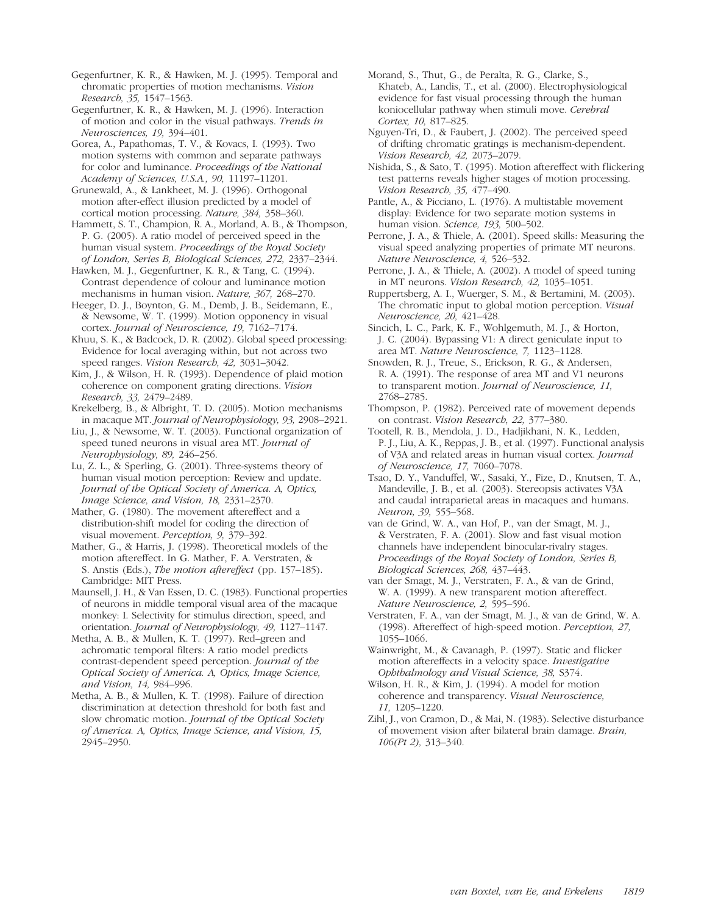Gegenfurtner, K. R., & Hawken, M. J. (1995). Temporal and chromatic properties of motion mechanisms. *Vision Research, 35,* 1547–1563.

Gegenfurtner, K. R., & Hawken, M. J. (1996). Interaction of motion and color in the visual pathways. *Trends in Neurosciences, 19,* 394–401.

Gorea, A., Papathomas, T. V., & Kovacs, I. (1993). Two motion systems with common and separate pathways for color and luminance. *Proceedings of the National Academy of Sciences, U.S.A., 90,* 11197–11201.

Grunewald, A., & Lankheet, M. J. (1996). Orthogonal motion after-effect illusion predicted by a model of cortical motion processing. *Nature, 384,* 358–360.

Hammett, S. T., Champion, R. A., Morland, A. B., & Thompson, P. G. (2005). A ratio model of perceived speed in the human visual system. *Proceedings of the Royal Society of London, Series B, Biological Sciences, 272,* 2337–2344.

Hawken, M. J., Gegenfurtner, K. R., & Tang, C. (1994). Contrast dependence of colour and luminance motion mechanisms in human vision. *Nature, 367,* 268–270.

Heeger, D. J., Boynton, G. M., Demb, J. B., Seidemann, E., & Newsome, W. T. (1999). Motion opponency in visual cortex. *Journal of Neuroscience, 19,* 7162–7174.

Khuu, S. K., & Badcock, D. R. (2002). Global speed processing: Evidence for local averaging within, but not across two speed ranges. *Vision Research, 42,* 3031–3042.

Kim, J., & Wilson, H. R. (1993). Dependence of plaid motion coherence on component grating directions. *Vision Research, 33,* 2479–2489.

Krekelberg, B., & Albright, T. D. (2005). Motion mechanisms in macaque MT. *Journal of Neurophysiology, 93,* 2908–2921.

Liu, J., & Newsome, W. T. (2003). Functional organization of speed tuned neurons in visual area MT. *Journal of Neurophysiology, 89,* 246–256.

Lu, Z. L., & Sperling, G. (2001). Three-systems theory of human visual motion perception: Review and update. *Journal of the Optical Society of America. A, Optics, Image Science, and Vision, 18,* 2331–2370.

Mather, G. (1980). The movement aftereffect and a distribution-shift model for coding the direction of visual movement. *Perception, 9,* 379–392.

Mather, G., & Harris, J. (1998). Theoretical models of the motion aftereffect. In G. Mather, F. A. Verstraten, & S. Anstis (Eds.), *The motion aftereffect* (pp. 157–185). Cambridge: MIT Press.

Maunsell, J. H., & Van Essen, D. C. (1983). Functional properties of neurons in middle temporal visual area of the macaque monkey: I. Selectivity for stimulus direction, speed, and orientation. *Journal of Neurophysiology, 49,* 1127–1147.

Metha, A. B., & Mullen, K. T. (1997). Red–green and achromatic temporal filters: A ratio model predicts contrast-dependent speed perception. *Journal of the Optical Society of America. A, Optics, Image Science, and Vision, 14,* 984–996.

Metha, A. B., & Mullen, K. T. (1998). Failure of direction discrimination at detection threshold for both fast and slow chromatic motion. *Journal of the Optical Society of America. A, Optics, Image Science, and Vision, 15,* 2945–2950.

Morand, S., Thut, G., de Peralta, R. G., Clarke, S., Khateb, A., Landis, T., et al. (2000). Electrophysiological evidence for fast visual processing through the human koniocellular pathway when stimuli move. *Cerebral Cortex, 10,* 817–825.

Nguyen-Tri, D., & Faubert, J. (2002). The perceived speed of drifting chromatic gratings is mechanism-dependent. *Vision Research, 42,* 2073–2079.

Nishida, S., & Sato, T. (1995). Motion aftereffect with flickering test patterns reveals higher stages of motion processing. *Vision Research, 35,* 477–490.

Pantle, A., & Picciano, L. (1976). A multistable movement display: Evidence for two separate motion systems in human vision. *Science, 193,* 500–502.

Perrone, J. A., & Thiele, A. (2001). Speed skills: Measuring the visual speed analyzing properties of primate MT neurons. *Nature Neuroscience, 4,* 526–532.

Perrone, J. A., & Thiele, A. (2002). A model of speed tuning in MT neurons. *Vision Research, 42,* 1035–1051.

Ruppertsberg, A. I., Wuerger, S. M., & Bertamini, M. (2003). The chromatic input to global motion perception. *Visual Neuroscience, 20,* 421–428.

Sincich, L. C., Park, K. F., Wohlgemuth, M. J., & Horton, J. C. (2004). Bypassing V1: A direct geniculate input to area MT. *Nature Neuroscience, 7,* 1123–1128.

Snowden, R. J., Treue, S., Erickson, R. G., & Andersen, R. A. (1991). The response of area MT and V1 neurons to transparent motion. *Journal of Neuroscience, 11,* 2768–2785.

Thompson, P. (1982). Perceived rate of movement depends on contrast. *Vision Research, 22,* 377–380.

Tootell, R. B., Mendola, J. D., Hadjikhani, N. K., Ledden, P. J., Liu, A. K., Reppas, J. B., et al. (1997). Functional analysis of V3A and related areas in human visual cortex. *Journal of Neuroscience, 17,* 7060–7078.

Tsao, D. Y., Vanduffel, W., Sasaki, Y., Fize, D., Knutsen, T. A., Mandeville, J. B., et al. (2003). Stereopsis activates V3A and caudal intraparietal areas in macaques and humans. *Neuron, 39,* 555–568.

van de Grind, W. A., van Hof, P., van der Smagt, M. J., & Verstraten, F. A. (2001). Slow and fast visual motion channels have independent binocular-rivalry stages. *Proceedings of the Royal Society of London, Series B, Biological Sciences, 268,* 437–443.

van der Smagt, M. J., Verstraten, F. A., & van de Grind, W. A. (1999). A new transparent motion aftereffect. *Nature Neuroscience, 2,* 595–596.

Verstraten, F. A., van der Smagt, M. J., & van de Grind, W. A. (1998). Aftereffect of high-speed motion. *Perception, 27,* 1055–1066.

Wainwright, M., & Cavanagh, P. (1997). Static and flicker motion aftereffects in a velocity space. *Investigative Ophthalmology and Visual Science, 38,* S374.

Wilson, H. R., & Kim, J. (1994). A model for motion coherence and transparency. *Visual Neuroscience, 11,* 1205–1220.

Zihl, J., von Cramon, D., & Mai, N. (1983). Selective disturbance of movement vision after bilateral brain damage. *Brain, 106(Pt 2),* 313–340.